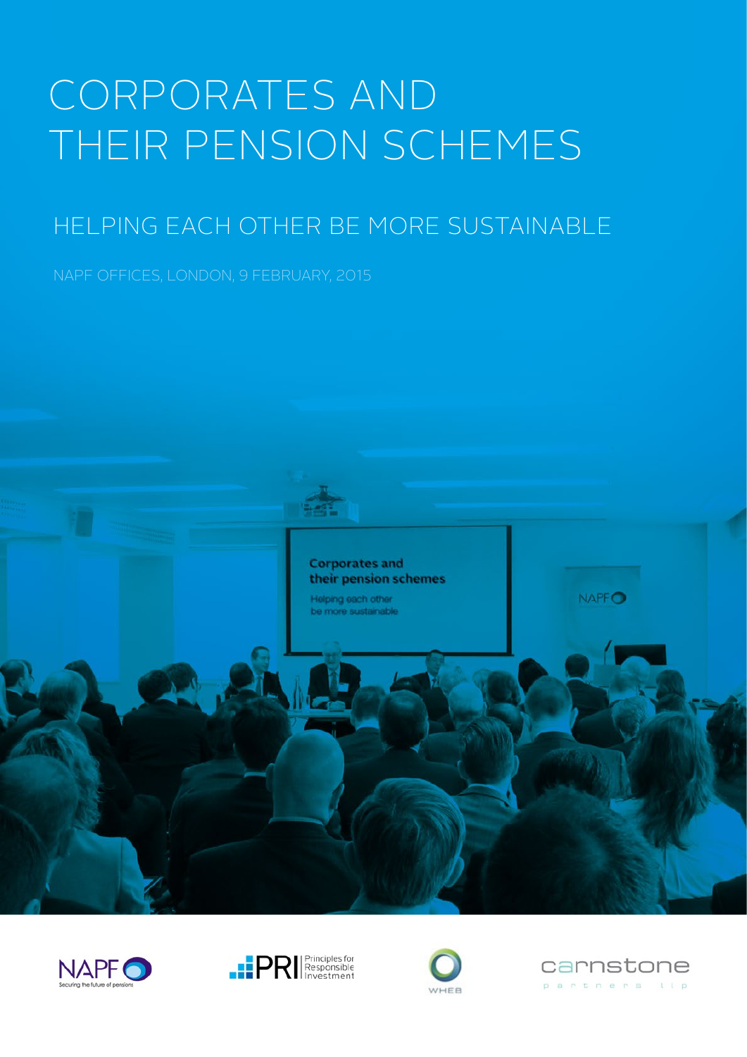# CORPORATES AND THEIR PENSION SCHEMES

## HELPING EACH OTHER BE MORE SUSTAINABLE

NAPF OFFICES, LONDON, 9 FEBRUARY, 2015

NAPF Securing the future of pensions

PRI Principles for Responsible Investment

WHEB

carnstone partners llp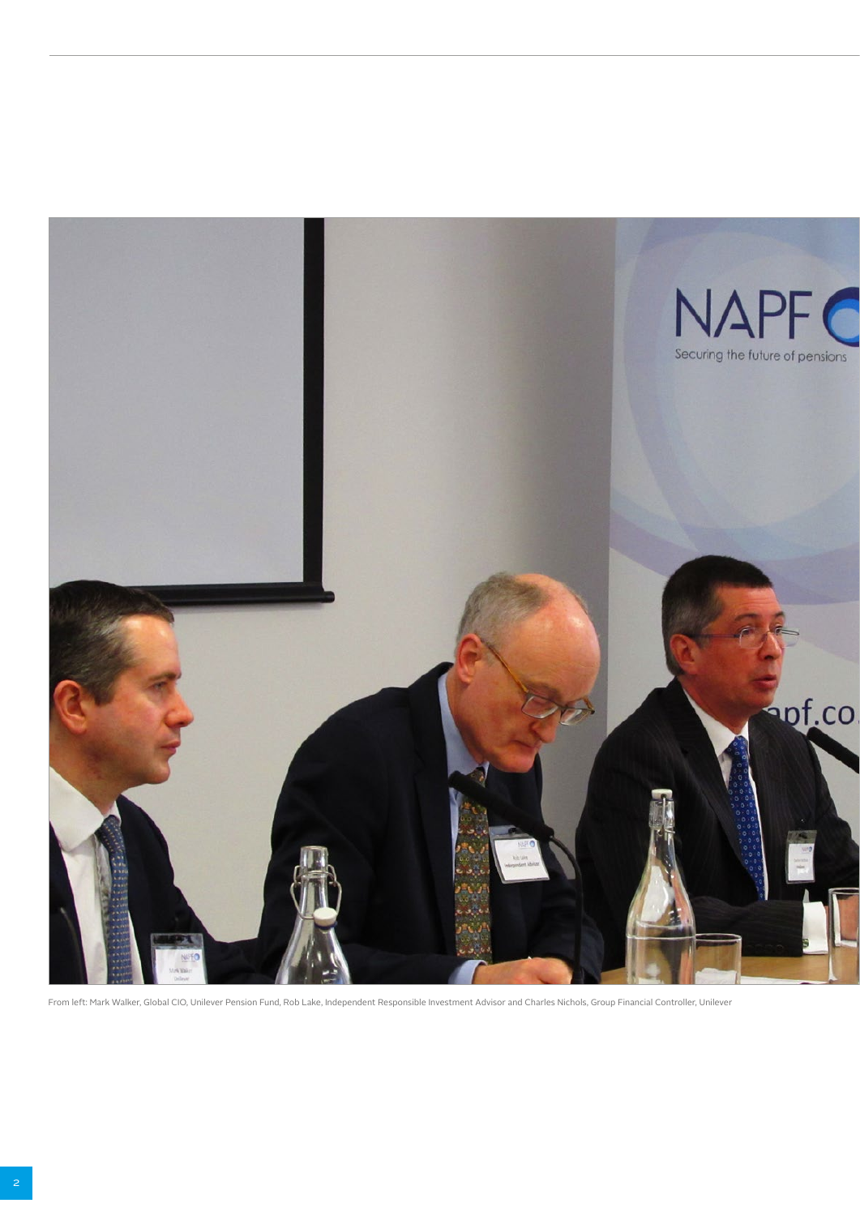From left: Mark Walker, Global CIO, Unilever Pension Fund, Rob Lake, Independent Responsible Investment Advisor and Charles Nichols, Group Financial Controller, Unilever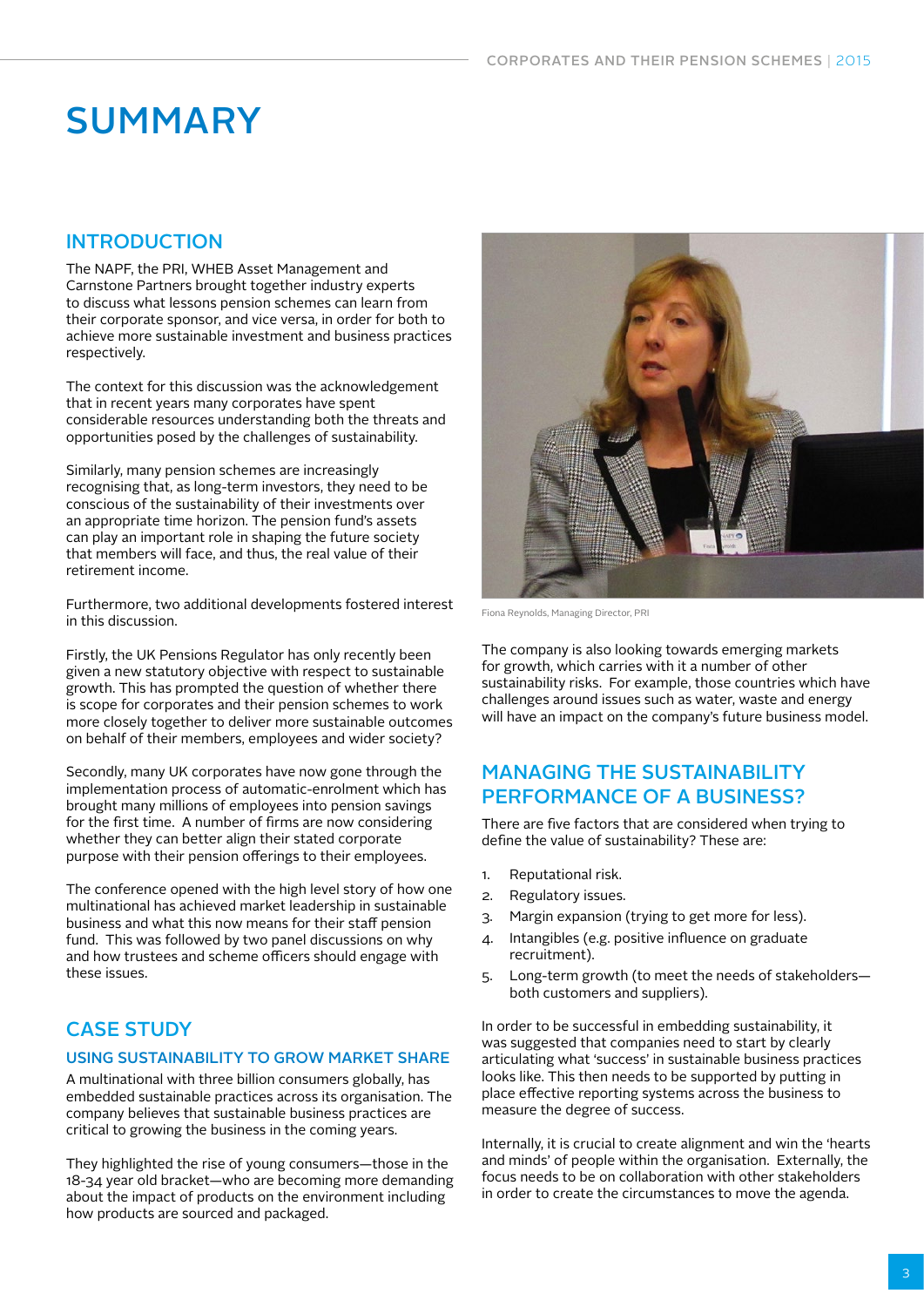# SUMMARY

## INTRODUCTION

The NAPF, the PRI, WHEB Asset Management and Carnstone Partners brought together industry experts to discuss what lessons pension schemes can learn from their corporate sponsor, and vice versa, in order for both to achieve more sustainable investment and business practices respectively.

The context for this discussion was the acknowledgement that in recent years many corporates have spent considerable resources understanding both the threats and opportunities posed by the challenges of sustainability.

Similarly, many pension schemes are increasingly recognising that, as long-term investors, they need to be conscious of the sustainability of their investments over an appropriate time horizon. The pension fund's assets can play an important role in shaping the future society that members will face, and thus, the real value of their retirement income.

Furthermore, two additional developments fostered interest in this discussion.

Firstly, the UK Pensions Regulator has only recently been given a new statutory objective with respect to sustainable growth. This has prompted the question of whether there is scope for corporates and their pension schemes to work more closely together to deliver more sustainable outcomes on behalf of their members, employees and wider society?

Secondly, many UK corporates have now gone through the implementation process of automatic-enrolment which has brought many millions of employees into pension savings for the first time. A number of firms are now considering whether they can better align their stated corporate purpose with their pension offerings to their employees.

The conference opened with the high level story of how one multinational has achieved market leadership in sustainable business and what this now means for their staff pension fund. This was followed by two panel discussions on why and how trustees and scheme officers should engage with these issues.

## CASE STUDY

### USING SUSTAINABILITY TO GROW MARKET SHARE

A multinational with three billion consumers globally, has embedded sustainable practices across its organisation. The company believes that sustainable business practices are critical to growing the business in the coming years.

They highlighted the rise of young consumers—those in the 18-34 year old bracket—who are becoming more demanding about the impact of products on the environment including how products are sourced and packaged.

Fiona Reynolds, Managing Director, PRI

The company is also looking towards emerging markets for growth, which carries with it a number of other sustainability risks. For example, those countries which have challenges around issues such as water, waste and energy will have an impact on the company's future business model.

## MANAGING THE SUSTAINABILITY PERFORMANCE OF A BUSINESS?

There are five factors that are considered when trying to define the value of sustainability? These are:

1. Reputational risk.
2. Regulatory issues.
3. Margin expansion (trying to get more for less).
4. Intangibles (e.g. positive influence on graduate recruitment).
5. Long-term growth (to meet the needs of stakeholders—both customers and suppliers).

In order to be successful in embedding sustainability, it was suggested that companies need to start by clearly articulating what 'success' in sustainable business practices looks like. This then needs to be supported by putting in place effective reporting systems across the business to measure the degree of success.

Internally, it is crucial to create alignment and win the 'hearts and minds' of people within the organisation. Externally, the focus needs to be on collaboration with other stakeholders in order to create the circumstances to move the agenda.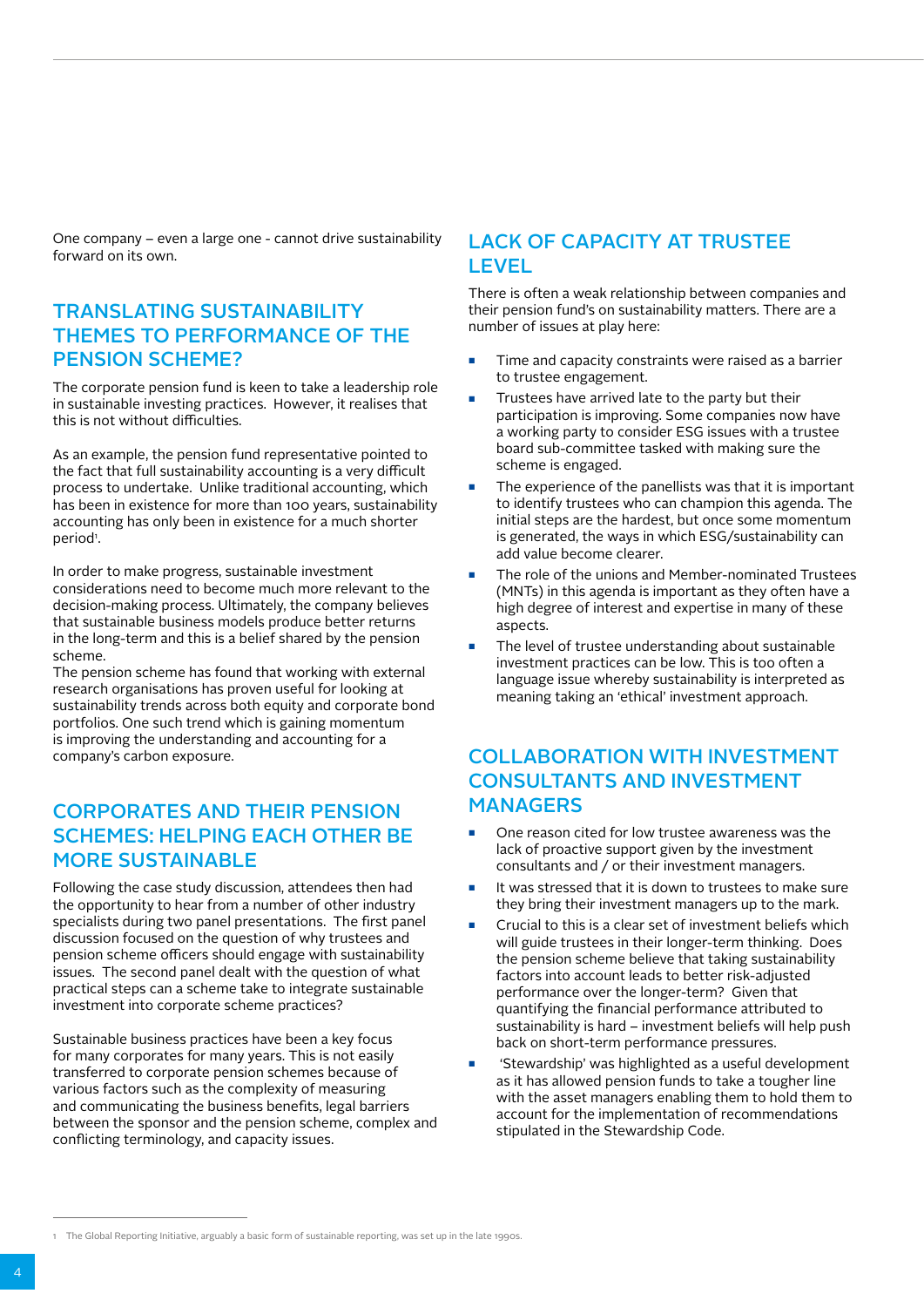One company – even a large one - cannot drive sustainability forward on its own.

## TRANSLATING SUSTAINABILITY THEMES TO PERFORMANCE OF THE PENSION SCHEME?

The corporate pension fund is keen to take a leadership role in sustainable investing practices. However, it realises that this is not without difficulties.

As an example, the pension fund representative pointed to the fact that full sustainability accounting is a very difficult process to undertake. Unlike traditional accounting, which has been in existence for more than 100 years, sustainability accounting has only been in existence for a much shorter period[1].

In order to make progress, sustainable investment considerations need to become much more relevant to the decision-making process. Ultimately, the company believes that sustainable business models produce better returns in the long-term and this is a belief shared by the pension scheme.

The pension scheme has found that working with external research organisations has proven useful for looking at sustainability trends across both equity and corporate bond portfolios. One such trend which is gaining momentum is improving the understanding and accounting for a company's carbon exposure.

## CORPORATES AND THEIR PENSION SCHEMES: HELPING EACH OTHER BE MORE SUSTAINABLE

Following the case study discussion, attendees then had the opportunity to hear from a number of other industry specialists during two panel presentations. The first panel discussion focused on the question of why trustees and pension scheme officers should engage with sustainability issues. The second panel dealt with the question of what practical steps can a scheme take to integrate sustainable investment into corporate scheme practices?

Sustainable business practices have been a key focus for many corporates for many years. This is not easily transferred to corporate pension schemes because of various factors such as the complexity of measuring and communicating the business benefits, legal barriers between the sponsor and the pension scheme, complex and conflicting terminology, and capacity issues.

## LACK OF CAPACITY AT TRUSTEE LEVEL

There is often a weak relationship between companies and their pension fund's on sustainability matters. There are a number of issues at play here:

- Time and capacity constraints were raised as a barrier to trustee engagement.
- Trustees have arrived late to the party but their participation is improving. Some companies now have a working party to consider ESG issues with a trustee board sub-committee tasked with making sure the scheme is engaged.
- The experience of the panellists was that it is important to identify trustees who can champion this agenda. The initial steps are the hardest, but once some momentum is generated, the ways in which ESG/sustainability can add value become clearer.
- The role of the unions and Member-nominated Trustees (MNTs) in this agenda is important as they often have a high degree of interest and expertise in many of these aspects.
- The level of trustee understanding about sustainable investment practices can be low. This is too often a language issue whereby sustainability is interpreted as meaning taking an 'ethical' investment approach.

## COLLABORATION WITH INVESTMENT CONSULTANTS AND INVESTMENT MANAGERS

- One reason cited for low trustee awareness was the lack of proactive support given by the investment consultants and / or their investment managers.
- It was stressed that it is down to trustees to make sure they bring their investment managers up to the mark.
- Crucial to this is a clear set of investment beliefs which will guide trustees in their longer-term thinking. Does the pension scheme believe that taking sustainability factors into account leads to better risk-adjusted performance over the longer-term? Given that quantifying the financial performance attributed to sustainability is hard – investment beliefs will help push back on short-term performance pressures.
- 'Stewardship' was highlighted as a useful development as it has allowed pension funds to take a tougher line with the asset managers enabling them to hold them to account for the implementation of recommendations stipulated in the Stewardship Code.

---

1 The Global Reporting Initiative, arguably a basic form of sustainable reporting, was set up in the late 1990s.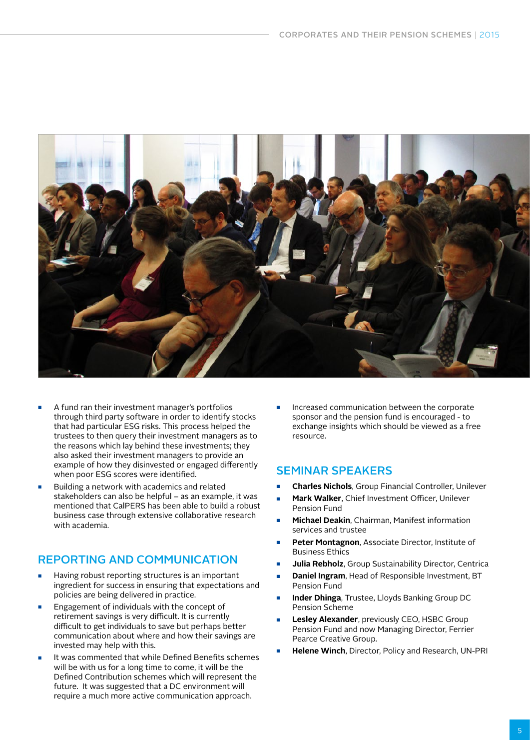- A fund ran their investment manager's portfolios through third party software in order to identify stocks that had particular ESG risks. This process helped the trustees to then query their investment managers as to the reasons which lay behind these investments; they also asked their investment managers to provide an example of how they disinvested or engaged differently when poor ESG scores were identified.
- Building a network with academics and related stakeholders can also be helpful – as an example, it was mentioned that CalPERS has been able to build a robust business case through extensive collaborative research with academia.

## REPORTING AND COMMUNICATION

- Having robust reporting structures is an important ingredient for success in ensuring that expectations and policies are being delivered in practice.
- Engagement of individuals with the concept of retirement savings is very difficult. It is currently difficult to get individuals to save but perhaps better communication about where and how their savings are invested may help with this.
- It was commented that while Defined Benefits schemes will be with us for a long time to come, it will be the Defined Contribution schemes which will represent the future. It was suggested that a DC environment will require a much more active communication approach.
- Increased communication between the corporate sponsor and the pension fund is encouraged - to exchange insights which should be viewed as a free resource.

## SEMINAR SPEAKERS

- **Charles Nichols**, Group Financial Controller, Unilever
- **Mark Walker**, Chief Investment Officer, Unilever Pension Fund
- **Michael Deakin**, Chairman, Manifest information services and trustee
- **Peter Montagnon**, Associate Director, Institute of Business Ethics
- **Julia Rebholz**, Group Sustainability Director, Centrica
- **Daniel Ingram**, Head of Responsible Investment, BT Pension Fund
- **Inder Dhinga**, Trustee, Lloyds Banking Group DC Pension Scheme
- **Lesley Alexander**, previously CEO, HSBC Group Pension Fund and now Managing Director, Ferrier Pearce Creative Group.
- **Helene Winch**, Director, Policy and Research, UN-PRI